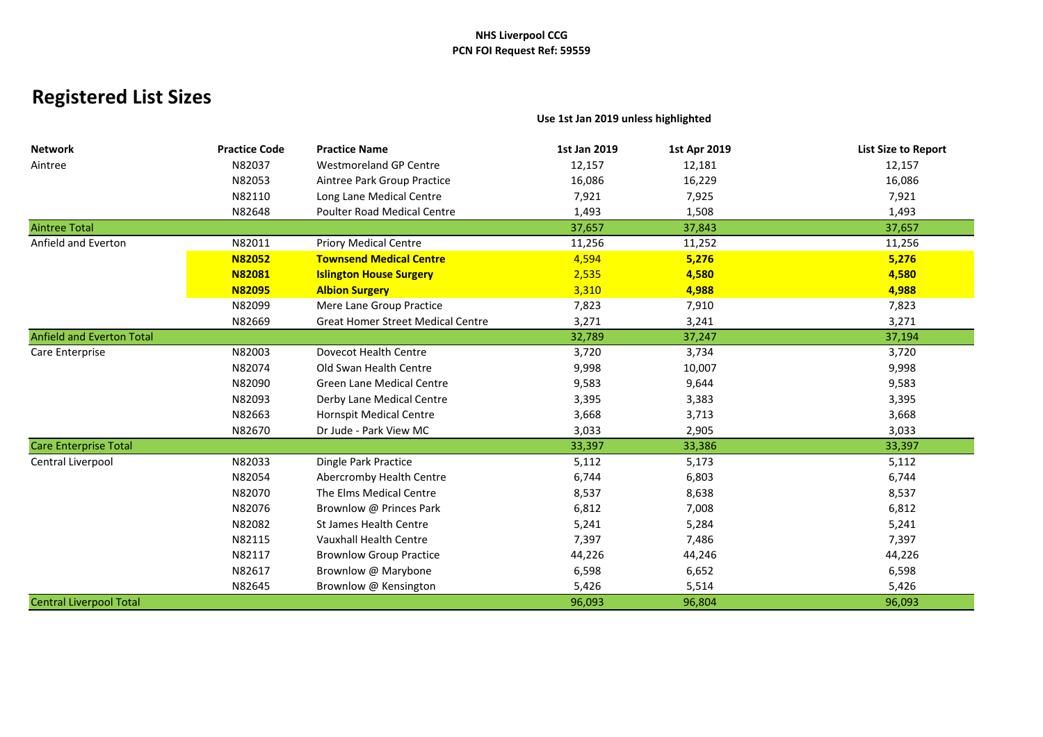**NHS Liverpool CCG**
**PCN FOI Request Ref: 59559**

# Registered List Sizes

**Use 1st Jan 2019 unless highlighted**

| Network | Practice Code | Practice Name | 1st Jan 2019 | 1st Apr 2019 | List Size to Report |
|---|---|---|---|---|---|
| Aintree | N82037 | Westmoreland GP Centre | 12,157 | 12,181 | 12,157 |
| | N82053 | Aintree Park Group Practice | 16,086 | 16,229 | 16,086 |
| | N82110 | Long Lane Medical Centre | 7,921 | 7,925 | 7,921 |
| | N82648 | Poulter Road Medical Centre | 1,493 | 1,508 | 1,493 |
| Aintree Total | | | 37,657 | 37,843 | 37,657 |
| Anfield and Everton | N82011 | Priory Medical Centre | 11,256 | 11,252 | 11,256 |
| | **N82052** | **Townsend Medical Centre** | 4,594 | **5,276** | **5,276** |
| | **N82081** | **Islington House Surgery** | 2,535 | **4,580** | **4,580** |
| | **N82095** | **Albion Surgery** | 3,310 | **4,988** | **4,988** |
| | N82099 | Mere Lane Group Practice | 7,823 | 7,910 | 7,823 |
| | N82669 | Great Homer Street Medical Centre | 3,271 | 3,241 | 3,271 |
| Anfield and Everton Total | | | 32,789 | 37,247 | 37,194 |
| Care Enterprise | N82003 | Dovecot Health Centre | 3,720 | 3,734 | 3,720 |
| | N82074 | Old Swan Health Centre | 9,998 | 10,007 | 9,998 |
| | N82090 | Green Lane Medical Centre | 9,583 | 9,644 | 9,583 |
| | N82093 | Derby Lane Medical Centre | 3,395 | 3,383 | 3,395 |
| | N82663 | Hornspit Medical Centre | 3,668 | 3,713 | 3,668 |
| | N82670 | Dr Jude - Park View MC | 3,033 | 2,905 | 3,033 |
| Care Enterprise Total | | | 33,397 | 33,386 | 33,397 |
| Central Liverpool | N82033 | Dingle Park Practice | 5,112 | 5,173 | 5,112 |
| | N82054 | Abercromby Health Centre | 6,744 | 6,803 | 6,744 |
| | N82070 | The Elms Medical Centre | 8,537 | 8,638 | 8,537 |
| | N82076 | Brownlow @ Princes Park | 6,812 | 7,008 | 6,812 |
| | N82082 | St James Health Centre | 5,241 | 5,284 | 5,241 |
| | N82115 | Vauxhall Health Centre | 7,397 | 7,486 | 7,397 |
| | N82117 | Brownlow Group Practice | 44,226 | 44,246 | 44,226 |
| | N82617 | Brownlow @ Marybone | 6,598 | 6,652 | 6,598 |
| | N82645 | Brownlow @ Kensington | 5,426 | 5,514 | 5,426 |
| Central Liverpool Total | | | 96,093 | 96,804 | 96,093 |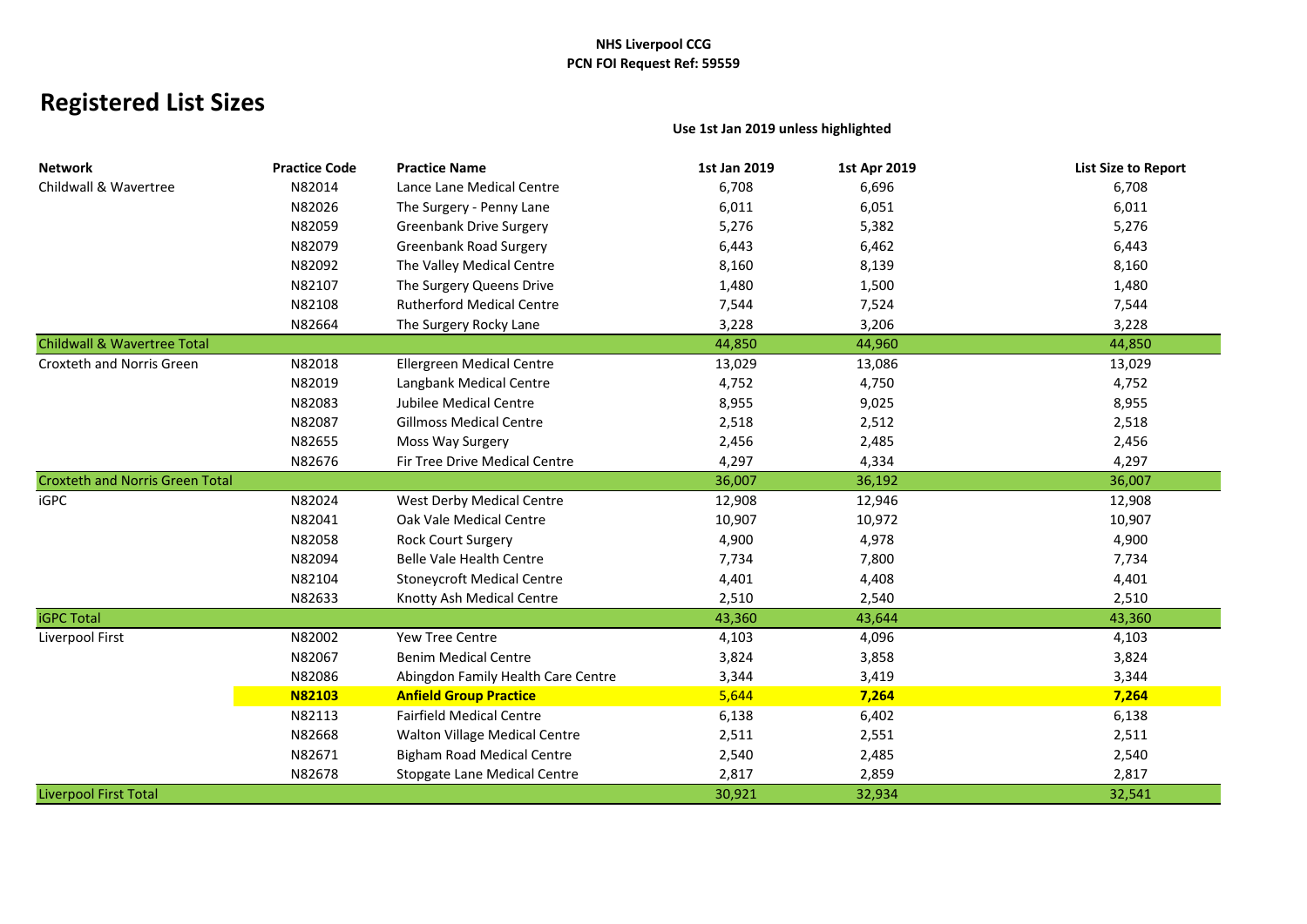**NHS Liverpool CCG**
**PCN FOI Request Ref: 59559**

# Registered List Sizes

**Use 1st Jan 2019 unless highlighted**

| Network | Practice Code | Practice Name | 1st Jan 2019 | 1st Apr 2019 | List Size to Report |
|---|---|---|---|---|---|
| Childwall & Wavertree | N82014 | Lance Lane Medical Centre | 6,708 | 6,696 | 6,708 |
| | N82026 | The Surgery - Penny Lane | 6,011 | 6,051 | 6,011 |
| | N82059 | Greenbank Drive Surgery | 5,276 | 5,382 | 5,276 |
| | N82079 | Greenbank Road Surgery | 6,443 | 6,462 | 6,443 |
| | N82092 | The Valley Medical Centre | 8,160 | 8,139 | 8,160 |
| | N82107 | The Surgery Queens Drive | 1,480 | 1,500 | 1,480 |
| | N82108 | Rutherford Medical Centre | 7,544 | 7,524 | 7,544 |
| | N82664 | The Surgery Rocky Lane | 3,228 | 3,206 | 3,228 |
| Childwall & Wavertree Total | | | 44,850 | 44,960 | 44,850 |
| Croxteth and Norris Green | N82018 | Ellergreen Medical Centre | 13,029 | 13,086 | 13,029 |
| | N82019 | Langbank Medical Centre | 4,752 | 4,750 | 4,752 |
| | N82083 | Jubilee Medical Centre | 8,955 | 9,025 | 8,955 |
| | N82087 | Gillmoss Medical Centre | 2,518 | 2,512 | 2,518 |
| | N82655 | Moss Way Surgery | 2,456 | 2,485 | 2,456 |
| | N82676 | Fir Tree Drive Medical Centre | 4,297 | 4,334 | 4,297 |
| Croxteth and Norris Green Total | | | 36,007 | 36,192 | 36,007 |
| iGPC | N82024 | West Derby Medical Centre | 12,908 | 12,946 | 12,908 |
| | N82041 | Oak Vale Medical Centre | 10,907 | 10,972 | 10,907 |
| | N82058 | Rock Court Surgery | 4,900 | 4,978 | 4,900 |
| | N82094 | Belle Vale Health Centre | 7,734 | 7,800 | 7,734 |
| | N82104 | Stoneycroft Medical Centre | 4,401 | 4,408 | 4,401 |
| | N82633 | Knotty Ash Medical Centre | 2,510 | 2,540 | 2,510 |
| iGPC Total | | | 43,360 | 43,644 | 43,360 |
| Liverpool First | N82002 | Yew Tree Centre | 4,103 | 4,096 | 4,103 |
| | N82067 | Benim Medical Centre | 3,824 | 3,858 | 3,824 |
| | N82086 | Abingdon Family Health Care Centre | 3,344 | 3,419 | 3,344 |
| | **N82103** | **Anfield Group Practice** | **5,644** | **7,264** | **7,264** |
| | N82113 | Fairfield Medical Centre | 6,138 | 6,402 | 6,138 |
| | N82668 | Walton Village Medical Centre | 2,511 | 2,551 | 2,511 |
| | N82671 | Bigham Road Medical Centre | 2,540 | 2,485 | 2,540 |
| | N82678 | Stopgate Lane Medical Centre | 2,817 | 2,859 | 2,817 |
| Liverpool First Total | | | 30,921 | 32,934 | 32,541 |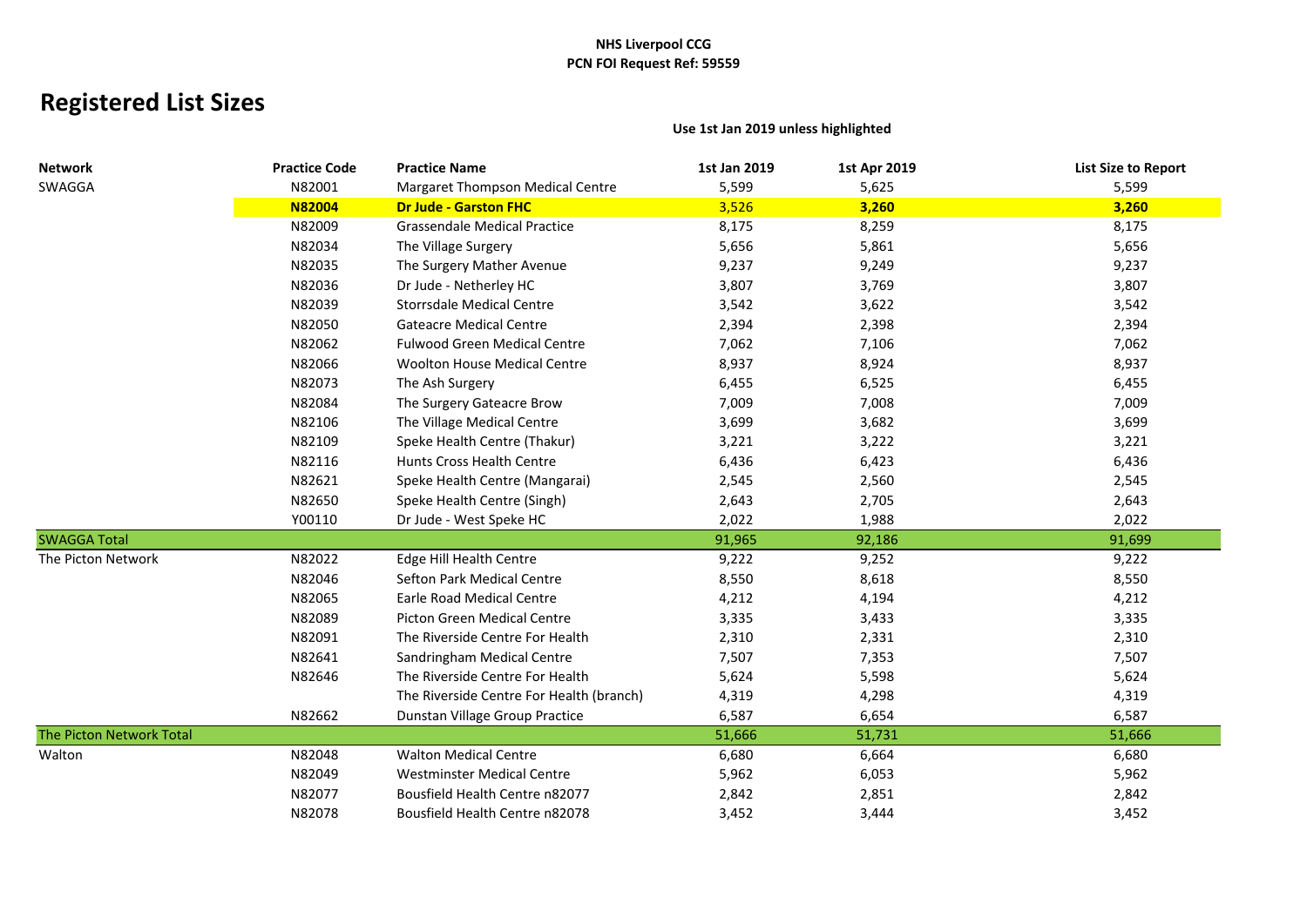**NHS Liverpool CCG**
**PCN FOI Request Ref: 59559**

# Registered List Sizes

**Use 1st Jan 2019 unless highlighted**

| Network | Practice Code | Practice Name | 1st Jan 2019 | 1st Apr 2019 | List Size to Report |
|---|---|---|---|---|---|
| SWAGGA | N82001 | Margaret Thompson Medical Centre | 5,599 | 5,625 | 5,599 |
| | **N82004** | **Dr Jude - Garston FHC** | 3,526 | **3,260** | **3,260** |
| | N82009 | Grassendale Medical Practice | 8,175 | 8,259 | 8,175 |
| | N82034 | The Village Surgery | 5,656 | 5,861 | 5,656 |
| | N82035 | The Surgery Mather Avenue | 9,237 | 9,249 | 9,237 |
| | N82036 | Dr Jude - Netherley HC | 3,807 | 3,769 | 3,807 |
| | N82039 | Storrsdale Medical Centre | 3,542 | 3,622 | 3,542 |
| | N82050 | Gateacre Medical Centre | 2,394 | 2,398 | 2,394 |
| | N82062 | Fulwood Green Medical Centre | 7,062 | 7,106 | 7,062 |
| | N82066 | Woolton House Medical Centre | 8,937 | 8,924 | 8,937 |
| | N82073 | The Ash Surgery | 6,455 | 6,525 | 6,455 |
| | N82084 | The Surgery Gateacre Brow | 7,009 | 7,008 | 7,009 |
| | N82106 | The Village Medical Centre | 3,699 | 3,682 | 3,699 |
| | N82109 | Speke Health Centre (Thakur) | 3,221 | 3,222 | 3,221 |
| | N82116 | Hunts Cross Health Centre | 6,436 | 6,423 | 6,436 |
| | N82621 | Speke Health Centre (Mangarai) | 2,545 | 2,560 | 2,545 |
| | N82650 | Speke Health Centre (Singh) | 2,643 | 2,705 | 2,643 |
| | Y00110 | Dr Jude - West Speke HC | 2,022 | 1,988 | 2,022 |
| SWAGGA Total | | | 91,965 | 92,186 | 91,699 |
| The Picton Network | N82022 | Edge Hill Health Centre | 9,222 | 9,252 | 9,222 |
| | N82046 | Sefton Park Medical Centre | 8,550 | 8,618 | 8,550 |
| | N82065 | Earle Road Medical Centre | 4,212 | 4,194 | 4,212 |
| | N82089 | Picton Green Medical Centre | 3,335 | 3,433 | 3,335 |
| | N82091 | The Riverside Centre For Health | 2,310 | 2,331 | 2,310 |
| | N82641 | Sandringham Medical Centre | 7,507 | 7,353 | 7,507 |
| | N82646 | The Riverside Centre For Health | 5,624 | 5,598 | 5,624 |
| | | The Riverside Centre For Health (branch) | 4,319 | 4,298 | 4,319 |
| | N82662 | Dunstan Village Group Practice | 6,587 | 6,654 | 6,587 |
| The Picton Network Total | | | 51,666 | 51,731 | 51,666 |
| Walton | N82048 | Walton Medical Centre | 6,680 | 6,664 | 6,680 |
| | N82049 | Westminster Medical Centre | 5,962 | 6,053 | 5,962 |
| | N82077 | Bousfield Health Centre n82077 | 2,842 | 2,851 | 2,842 |
| | N82078 | Bousfield Health Centre n82078 | 3,452 | 3,444 | 3,452 |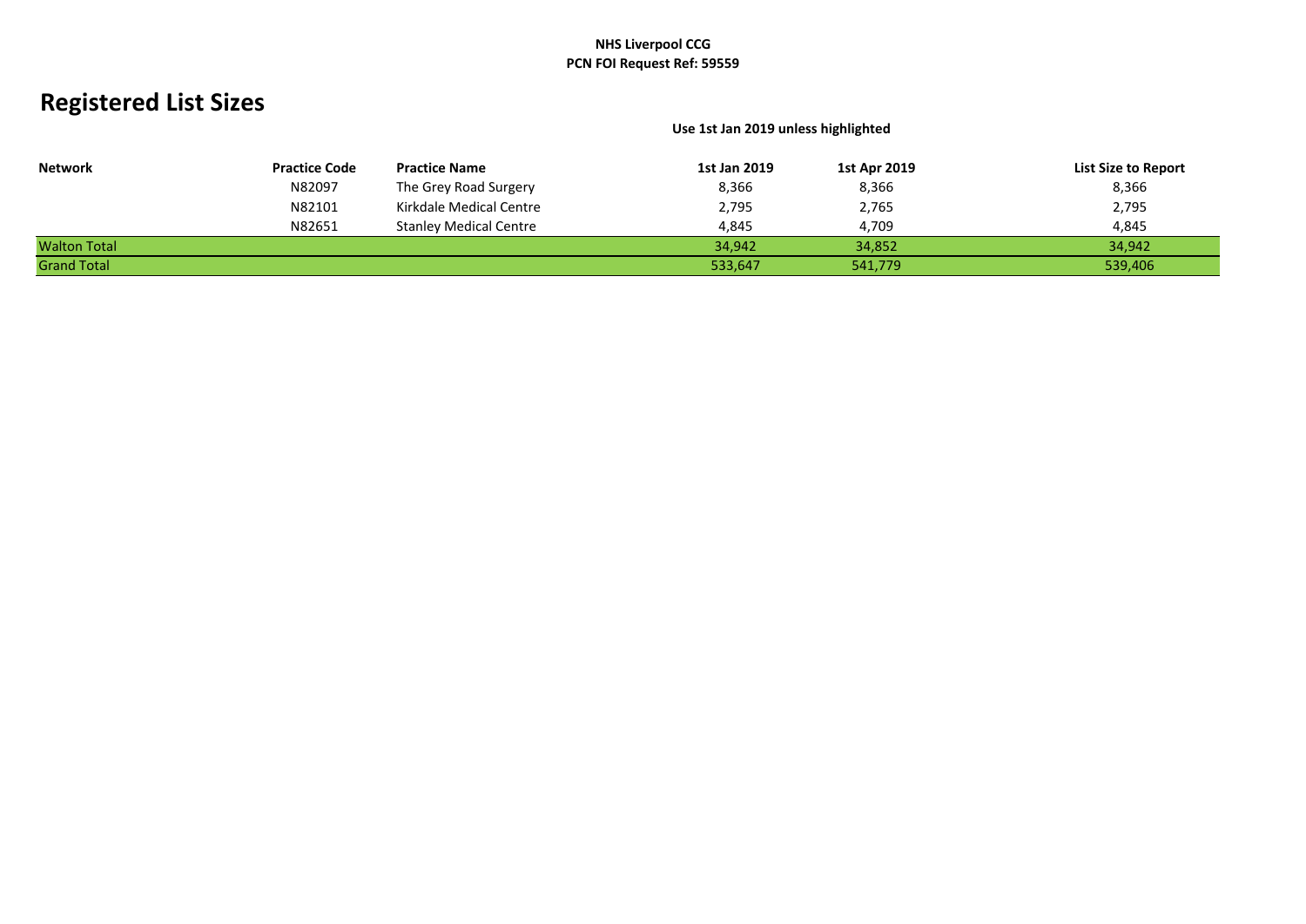**NHS Liverpool CCG**
**PCN FOI Request Ref: 59559**

# Registered List Sizes

**Use 1st Jan 2019 unless highlighted**

| Network | Practice Code | Practice Name | 1st Jan 2019 | 1st Apr 2019 | List Size to Report |
|---|---|---|---|---|---|
| | N82097 | The Grey Road Surgery | 8,366 | 8,366 | 8,366 |
| | N82101 | Kirkdale Medical Centre | 2,795 | 2,765 | 2,795 |
| | N82651 | Stanley Medical Centre | 4,845 | 4,709 | 4,845 |
| Walton Total | | | 34,942 | 34,852 | 34,942 |
| Grand Total | | | 533,647 | 541,779 | 539,406 |